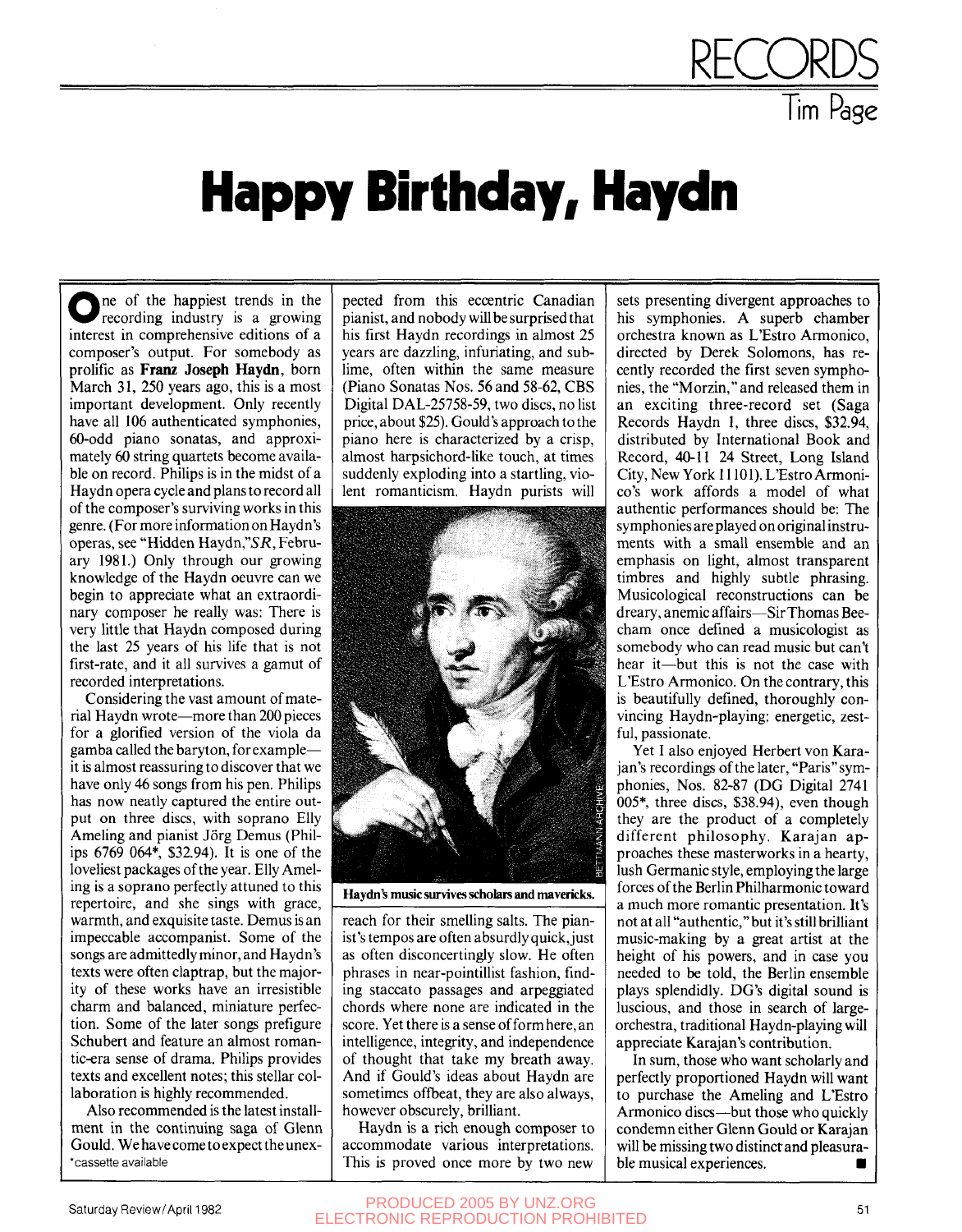# RECORDS

Tim Page

# Happy Birthday, Haydn

One of the happiest trends in the recording industry is a growing interest in comprehensive editions of a composer's output. For somebody as prolific as **Franz Joseph Haydn**, born March 31, 250 years ago, this is a most important development. Only recently have all 106 authenticated symphonies, 60-odd piano sonatas, and approximately 60 string quartets become available on record. Philips is in the midst of a Haydn opera cycle and plans to record all of the composer's surviving works in this genre. (For more information on Haydn's operas, see "Hidden Haydn,"*SR*, February 1981.) Only through our growing knowledge of the Haydn oeuvre can we begin to appreciate what an extraordinary composer he really was: There is very little that Haydn composed during the last 25 years of his life that is not first-rate, and it all survives a gamut of recorded interpretations.

Considering the vast amount of material Haydn wrote—more than 200 pieces for a glorified version of the viola da gamba called the baryton, for example—it is almost reassuring to discover that we have only 46 songs from his pen. Philips has now neatly captured the entire output on three discs, with soprano Elly Ameling and pianist Jörg Demus (Philips 6769 064*, $32.94). It is one of the loveliest packages of the year. Elly Ameling is a soprano perfectly attuned to this repertoire, and she sings with grace, warmth, and exquisite taste. Demus is an impeccable accompanist. Some of the songs are admittedly minor, and Haydn's texts were often claptrap, but the majority of these works have an irresistible charm and balanced, miniature perfection. Some of the later songs prefigure Schubert and feature an almost romantic-era sense of drama. Philips provides texts and excellent notes; this stellar collaboration is highly recommended.

Also recommended is the latest installment in the continuing saga of Glenn Gould. We have come to expect the unexpected from this eccentric Canadian pianist, and nobody will be surprised that his first Haydn recordings in almost 25 years are dazzling, infuriating, and sublime, often within the same measure (Piano Sonatas Nos. 56 and 58-62, CBS Digital DAL-25758-59, two discs, no list price, about $25). Gould's approach to the piano here is characterized by a crisp, almost harpsichord-like touch, at times suddenly exploding into a startling, violent romanticism. Haydn purists will reach for their smelling salts. The pianist's tempos are often absurdly quick, just as often disconcertingly slow. He often phrases in near-pointillist fashion, finding staccato passages and arpeggiated chords where none are indicated in the score. Yet there is a sense of form here, an intelligence, integrity, and independence of thought that take my breath away. And if Gould's ideas about Haydn are sometimes offbeat, they are also always, however obscurely, brilliant.

BETTMANN ARCHIVE

**Haydn's music survives scholars and mavericks.**

Haydn is a rich enough composer to accommodate various interpretations. This is proved once more by two new sets presenting divergent approaches to his symphonies. A superb chamber orchestra known as L'Estro Armonico, directed by Derek Solomons, has recently recorded the first seven symphonies, the "Morzin," and released them in an exciting three-record set (Saga Records Haydn 1, three discs, $32.94, distributed by International Book and Record, 40-11 24 Street, Long Island City, New York 11101). L'Estro Armonico's work affords a model of what authentic performances should be: The symphonies are played on original instruments with a small ensemble and an emphasis on light, almost transparent timbres and highly subtle phrasing. Musicological reconstructions can be dreary, anemic affairs—Sir Thomas Beecham once defined a musicologist as somebody who can read music but can't hear it—but this is not the case with L'Estro Armonico. On the contrary, this is beautifully defined, thoroughly convincing Haydn-playing: energetic, zestful, passionate.

Yet I also enjoyed Herbert von Karajan's recordings of the later, "Paris" symphonies, Nos. 82-87 (DG Digital 2741 005*, three discs, $38.94), even though they are the product of a completely different philosophy. Karajan approaches these masterworks in a hearty, lush Germanic style, employing the large forces of the Berlin Philharmonic toward a much more romantic presentation. It's not at all "authentic," but it's still brilliant music-making by a great artist at the height of his powers, and in case you needed to be told, the Berlin ensemble plays splendidly. DG's digital sound is luscious, and those in search of large-orchestra, traditional Haydn-playing will appreciate Karajan's contribution.

In sum, those who want scholarly and perfectly proportioned Haydn will want to purchase the Ameling and L'Estro Armonico discs—but those who quickly condemn either Glenn Gould or Karajan will be missing two distinct and pleasurable musical experiences. ■

*cassette available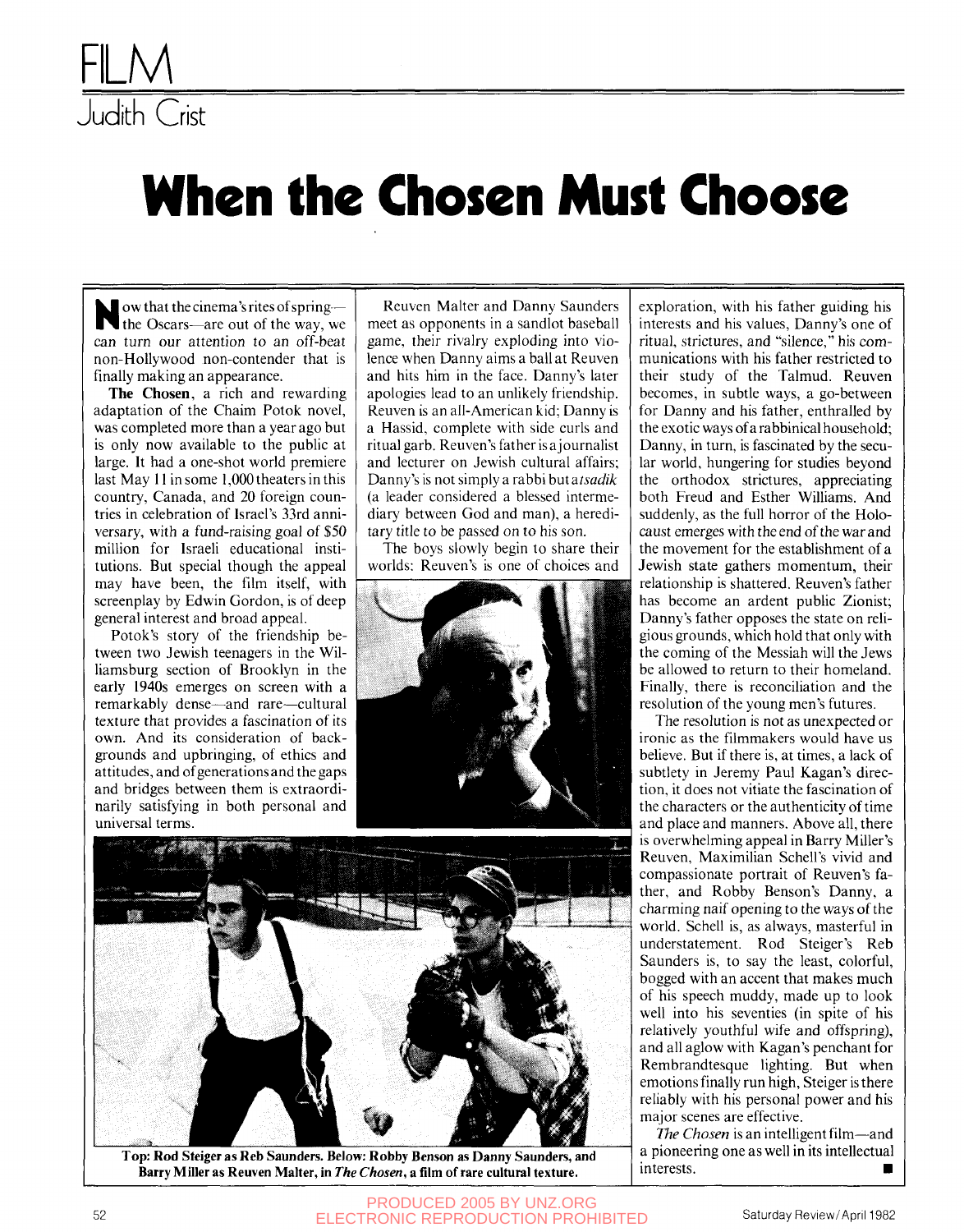# FILM

## Judith Crist

# When the Chosen Must Choose

Now that the cinema's rites of spring—the Oscars—are out of the way, we can turn our attention to an off-beat non-Hollywood non-contender that is finally making an appearance.

**The Chosen**, a rich and rewarding adaptation of the Chaim Potok novel, was completed more than a year ago but is only now available to the public at large. It had a one-shot world premiere last May 11 in some 1,000 theaters in this country, Canada, and 20 foreign countries in celebration of Israel's 33rd anniversary, with a fund-raising goal of $50 million for Israeli educational institutions. But special though the appeal may have been, the film itself, with screenplay by Edwin Gordon, is of deep general interest and broad appeal.

Potok's story of the friendship between two Jewish teenagers in the Williamsburg section of Brooklyn in the early 1940s emerges on screen with a remarkably dense—and rare—cultural texture that provides a fascination of its own. And its consideration of backgrounds and upbringing, of ethics and attitudes, and of generations and the gaps and bridges between them is extraordinarily satisfying in both personal and universal terms.

Reuven Malter and Danny Saunders meet as opponents in a sandlot baseball game, their rivalry exploding into violence when Danny aims a ball at Reuven and hits him in the face. Danny's later apologies lead to an unlikely friendship. Reuven is an all-American kid; Danny is a Hassid, complete with side curls and ritual garb. Reuven's father is a journalist and lecturer on Jewish cultural affairs; Danny's is not simply a rabbi but a *tsadik* (a leader considered a blessed intermediary between God and man), a hereditary title to be passed on to his son.

The boys slowly begin to share their worlds: Reuven's is one of choices and exploration, with his father guiding his interests and his values, Danny's one of ritual, strictures, and "silence," his communications with his father restricted to their study of the Talmud. Reuven becomes, in subtle ways, a go-between for Danny and his father, enthralled by the exotic ways of a rabbinical household; Danny, in turn, is fascinated by the secular world, hungering for studies beyond the orthodox strictures, appreciating both Freud and Esther Williams. And suddenly, as the full horror of the Holocaust emerges with the end of the war and the movement for the establishment of a Jewish state gathers momentum, their relationship is shattered. Reuven's father has become an ardent public Zionist; Danny's father opposes the state on religious grounds, which hold that only with the coming of the Messiah will the Jews be allowed to return to their homeland. Finally, there is reconciliation and the resolution of the young men's futures.

The resolution is not as unexpected or ironic as the filmmakers would have us believe. But if there is, at times, a lack of subtlety in Jeremy Paul Kagan's direction, it does not vitiate the fascination of the characters or the authenticity of time and place and manners. Above all, there is overwhelming appeal in Barry Miller's Reuven, Maximilian Schell's vivid and compassionate portrait of Reuven's father, and Robby Benson's Danny, a charming naif opening to the ways of the world. Schell is, as always, masterful in understatement. Rod Steiger's Reb Saunders is, to say the least, colorful, bogged with an accent that makes much of his speech muddy, made up to look well into his seventies (in spite of his relatively youthful wife and offspring), and all aglow with Kagan's penchant for Rembrandtesque lighting. But when emotions finally run high, Steiger is there reliably with his personal power and his major scenes are effective.

*The Chosen* is an intelligent film—and a pioneering one as well in its intellectual interests. ■

**Top: Rod Steiger as Reb Saunders. Below: Robby Benson as Danny Saunders, and Barry Miller as Reuven Malter, in *The Chosen*, a film of rare cultural texture.**